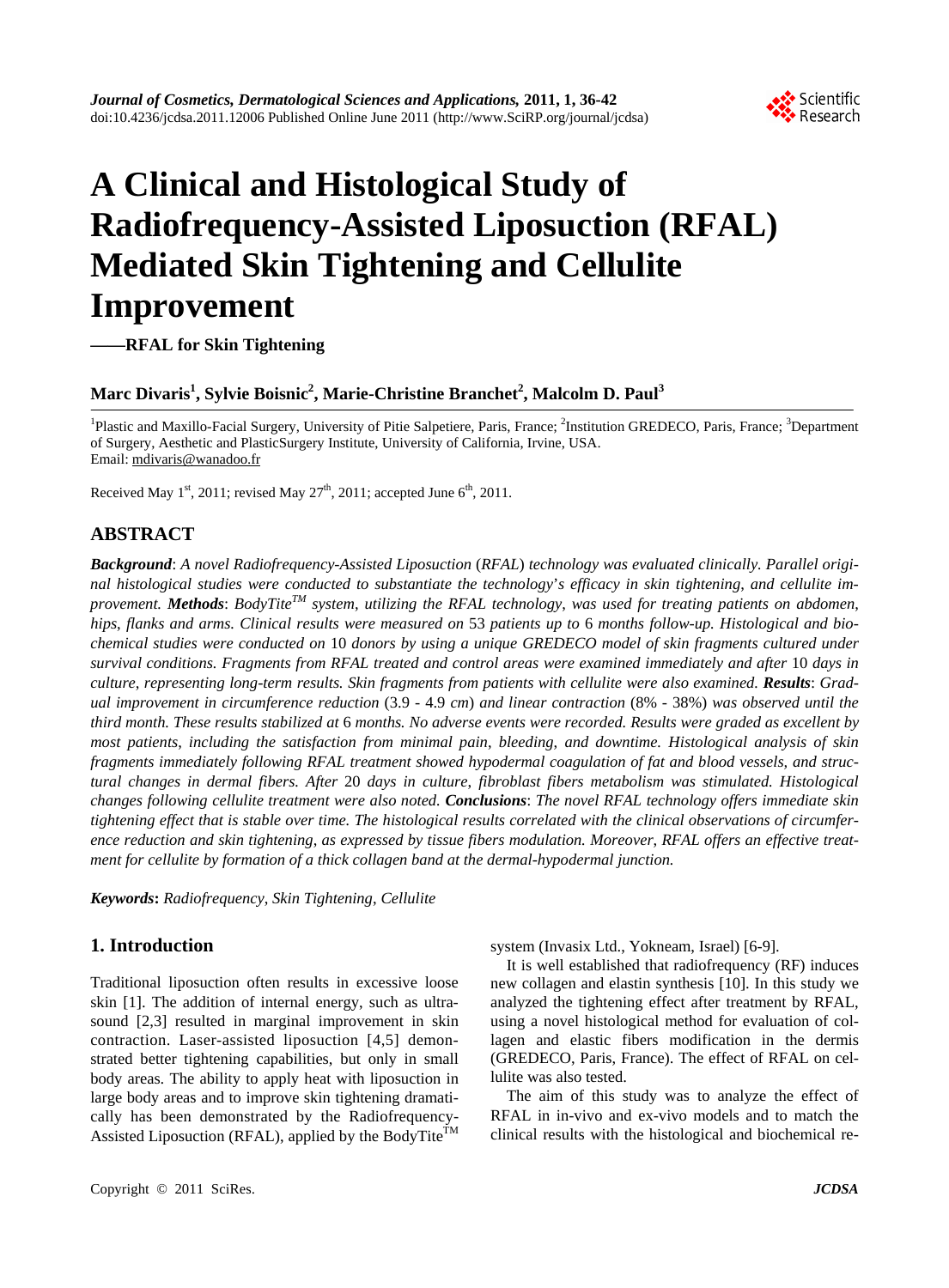# A Clinical and Histological Study of Radiofrequency-Assisted Liposuction (RFAL) Mediated Skin Tightening and Cellulite Improvement

**——RFAL for Skin Tightening**

**Marc Divaris[1], Sylvie Boisnic[2], Marie-Christine Branchet[2], Malcolm D. Paul[3]**

[1]Plastic and Maxillo-Facial Surgery, University of Pitie Salpetiere, Paris, France; [2]Institution GREDECO, Paris, France; [3]Department of Surgery, Aesthetic and PlasticSurgery Institute, University of California, Irvine, USA.
Email: mdivaris@wanadoo.fr

Received May 1st, 2011; revised May 27th, 2011; accepted June 6th, 2011.

## ABSTRACT

***Background***: *A novel Radiofrequency-Assisted Liposuction (RFAL) technology was evaluated clinically. Parallel original histological studies were conducted to substantiate the technology's efficacy in skin tightening, and cellulite improvement.* ***Methods***: *BodyTite™ system, utilizing the RFAL technology, was used for treating patients on abdomen, hips, flanks and arms. Clinical results were measured on 53 patients up to 6 months follow-up. Histological and biochemical studies were conducted on 10 donors by using a unique GREDECO model of skin fragments cultured under survival conditions. Fragments from RFAL treated and control areas were examined immediately and after 10 days in culture, representing long-term results. Skin fragments from patients with cellulite were also examined.* ***Results***: *Gradual improvement in circumference reduction (3.9 - 4.9 cm) and linear contraction (8% - 38%) was observed until the third month. These results stabilized at 6 months. No adverse events were recorded. Results were graded as excellent by most patients, including the satisfaction from minimal pain, bleeding, and downtime. Histological analysis of skin fragments immediately following RFAL treatment showed hypodermal coagulation of fat and blood vessels, and structural changes in dermal fibers. After 20 days in culture, fibroblast fibers metabolism was stimulated. Histological changes following cellulite treatment were also noted.* ***Conclusions***: *The novel RFAL technology offers immediate skin tightening effect that is stable over time. The histological results correlated with the clinical observations of circumference reduction and skin tightening, as expressed by tissue fibers modulation. Moreover, RFAL offers an effective treatment for cellulite by formation of a thick collagen band at the dermal-hypodermal junction.*

***Keywords***: *Radiofrequency, Skin Tightening, Cellulite*

## 1. Introduction

Traditional liposuction often results in excessive loose skin [1]. The addition of internal energy, such as ultrasound [2,3] resulted in marginal improvement in skin contraction. Laser-assisted liposuction [4,5] demonstrated better tightening capabilities, but only in small body areas. The ability to apply heat with liposuction in large body areas and to improve skin tightening dramatically has been demonstrated by the Radiofrequency-Assisted Liposuction (RFAL), applied by the BodyTite™ system (Invasix Ltd., Yokneam, Israel) [6-9].

It is well established that radiofrequency (RF) induces new collagen and elastin synthesis [10]. In this study we analyzed the tightening effect after treatment by RFAL, using a novel histological method for evaluation of collagen and elastic fibers modification in the dermis (GREDECO, Paris, France). The effect of RFAL on cellulite was also tested.

The aim of this study was to analyze the effect of RFAL in in-vivo and ex-vivo models and to match the clinical results with the histological and biochemical re-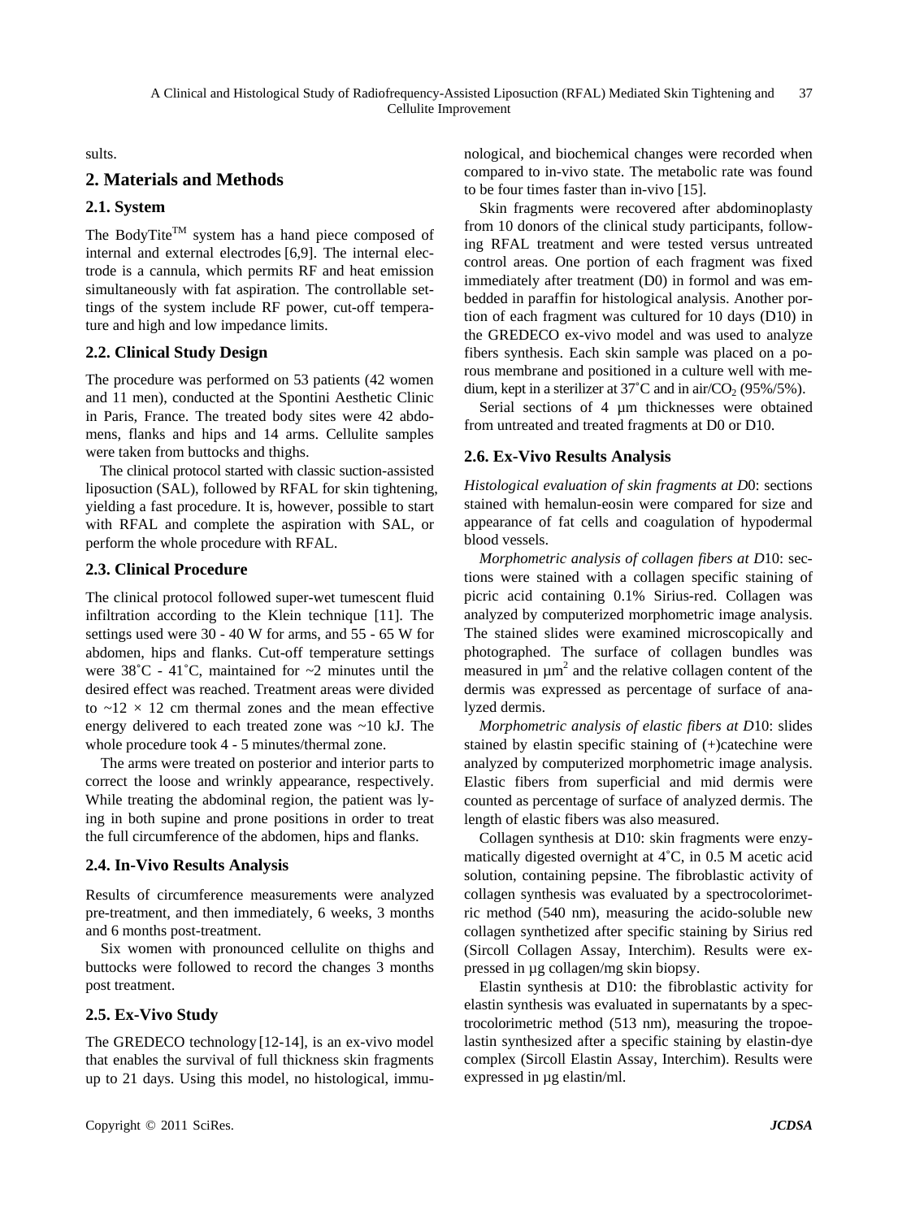sults.

## 2. Materials and Methods

### 2.1. System

The BodyTite[TM] system has a hand piece composed of internal and external electrodes [6,9]. The internal electrode is a cannula, which permits RF and heat emission simultaneously with fat aspiration. The controllable settings of the system include RF power, cut-off temperature and high and low impedance limits.

### 2.2. Clinical Study Design

The procedure was performed on 53 patients (42 women and 11 men), conducted at the Spontini Aesthetic Clinic in Paris, France. The treated body sites were 42 abdomens, flanks and hips and 14 arms. Cellulite samples were taken from buttocks and thighs.

The clinical protocol started with classic suction-assisted liposuction (SAL), followed by RFAL for skin tightening, yielding a fast procedure. It is, however, possible to start with RFAL and complete the aspiration with SAL, or perform the whole procedure with RFAL.

### 2.3. Clinical Procedure

The clinical protocol followed super-wet tumescent fluid infiltration according to the Klein technique [11]. The settings used were 30 - 40 W for arms, and 55 - 65 W for abdomen, hips and flanks. Cut-off temperature settings were 38˚C - 41˚C, maintained for ~2 minutes until the desired effect was reached. Treatment areas were divided to ~12 × 12 cm thermal zones and the mean effective energy delivered to each treated zone was ~10 kJ. The whole procedure took 4 - 5 minutes/thermal zone.

The arms were treated on posterior and interior parts to correct the loose and wrinkly appearance, respectively. While treating the abdominal region, the patient was lying in both supine and prone positions in order to treat the full circumference of the abdomen, hips and flanks.

### 2.4. In-Vivo Results Analysis

Results of circumference measurements were analyzed pre-treatment, and then immediately, 6 weeks, 3 months and 6 months post-treatment.

Six women with pronounced cellulite on thighs and buttocks were followed to record the changes 3 months post treatment.

### 2.5. Ex-Vivo Study

The GREDECO technology [12-14], is an ex-vivo model that enables the survival of full thickness skin fragments up to 21 days. Using this model, no histological, immunological, and biochemical changes were recorded when compared to in-vivo state. The metabolic rate was found to be four times faster than in-vivo [15].

Skin fragments were recovered after abdominoplasty from 10 donors of the clinical study participants, following RFAL treatment and were tested versus untreated control areas. One portion of each fragment was fixed immediately after treatment (D0) in formol and was embedded in paraffin for histological analysis. Another portion of each fragment was cultured for 10 days (D10) in the GREDECO ex-vivo model and was used to analyze fibers synthesis. Each skin sample was placed on a porous membrane and positioned in a culture well with medium, kept in a sterilizer at 37˚C and in air/$CO_2$ (95%/5%).

Serial sections of 4 μm thicknesses were obtained from untreated and treated fragments at D0 or D10.

### 2.6. Ex-Vivo Results Analysis

*Histological evaluation of skin fragments at D0*: sections stained with hemalun-eosin were compared for size and appearance of fat cells and coagulation of hypodermal blood vessels.

*Morphometric analysis of collagen fibers at D10*: sections were stained with a collagen specific staining of picric acid containing 0.1% Sirius-red. Collagen was analyzed by computerized morphometric image analysis. The stained slides were examined microscopically and photographed. The surface of collagen bundles was measured in $\mu m^2$ and the relative collagen content of the dermis was expressed as percentage of surface of analyzed dermis.

*Morphometric analysis of elastic fibers at D10*: slides stained by elastin specific staining of (+)catechine were analyzed by computerized morphometric image analysis. Elastic fibers from superficial and mid dermis were counted as percentage of surface of analyzed dermis. The length of elastic fibers was also measured.

Collagen synthesis at D10: skin fragments were enzymatically digested overnight at 4˚C, in 0.5 M acetic acid solution, containing pepsine. The fibroblastic activity of collagen synthesis was evaluated by a spectrocolorimetric method (540 nm), measuring the acido-soluble new collagen synthetized after specific staining by Sirius red (Sircoll Collagen Assay, Interchim). Results were expressed in μg collagen/mg skin biopsy.

Elastin synthesis at D10: the fibroblastic activity for elastin synthesis was evaluated in supernatants by a spectrocolorimetric method (513 nm), measuring the tropoelastin synthesized after a specific staining by elastin-dye complex (Sircoll Elastin Assay, Interchim). Results were expressed in μg elastin/ml.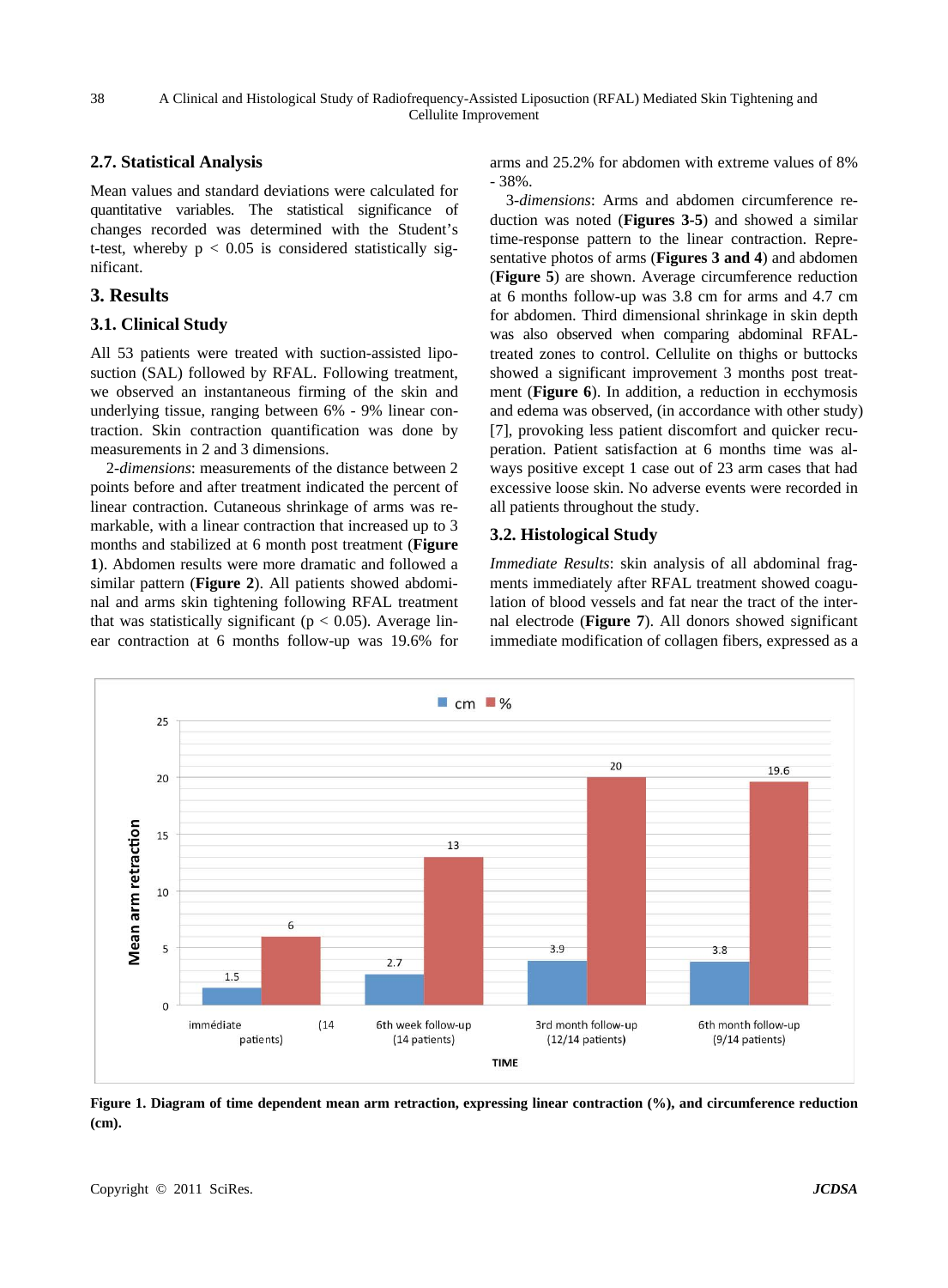### 2.7. Statistical Analysis

Mean values and standard deviations were calculated for quantitative variables. The statistical significance of changes recorded was determined with the Student's t-test, whereby $p < 0.05$ is considered statistically significant.

## 3. Results

### 3.1. Clinical Study

All 53 patients were treated with suction-assisted liposuction (SAL) followed by RFAL. Following treatment, we observed an instantaneous firming of the skin and underlying tissue, ranging between 6% - 9% linear contraction. Skin contraction quantification was done by measurements in 2 and 3 dimensions.

2-*dimensions*: measurements of the distance between 2 points before and after treatment indicated the percent of linear contraction. Cutaneous shrinkage of arms was remarkable, with a linear contraction that increased up to 3 months and stabilized at 6 month post treatment (**Figure 1**). Abdomen results were more dramatic and followed a similar pattern (**Figure 2**). All patients showed abdominal and arms skin tightening following RFAL treatment that was statistically significant ($p < 0.05$). Average linear contraction at 6 months follow-up was 19.6% for arms and 25.2% for abdomen with extreme values of 8% - 38%.

3-*dimensions*: Arms and abdomen circumference reduction was noted (**Figures 3-5**) and showed a similar time-response pattern to the linear contraction. Representative photos of arms (**Figures 3 and 4**) and abdomen (**Figure 5**) are shown. Average circumference reduction at 6 months follow-up was 3.8 cm for arms and 4.7 cm for abdomen. Third dimensional shrinkage in skin depth was also observed when comparing abdominal RFAL-treated zones to control. Cellulite on thighs or buttocks showed a significant improvement 3 months post treatment (**Figure 6**). In addition, a reduction in ecchymosis and edema was observed, (in accordance with other study) [7], provoking less patient discomfort and quicker recuperation. Patient satisfaction at 6 months time was always positive except 1 case out of 23 arm cases that had excessive loose skin. No adverse events were recorded in all patients throughout the study.

### 3.2. Histological Study

*Immediate Results*: skin analysis of all abdominal fragments immediately after RFAL treatment showed coagulation of blood vessels and fat near the tract of the internal electrode (**Figure 7**). All donors showed significant immediate modification of collagen fibers, expressed as a

| TIME | cm | % |
|---|---|---|
| immédiate (14 patients) | 1.5 | 6 |
| 6th week follow-up (14 patients) | 2.7 | 13 |
| 3rd month follow-up (12/14 patients) | 3.9 | 20 |
| 6th month follow-up (9/14 patients) | 3.8 | 19.6 |

**Figure 1. Diagram of time dependent mean arm retraction, expressing linear contraction (%), and circumference reduction (cm).**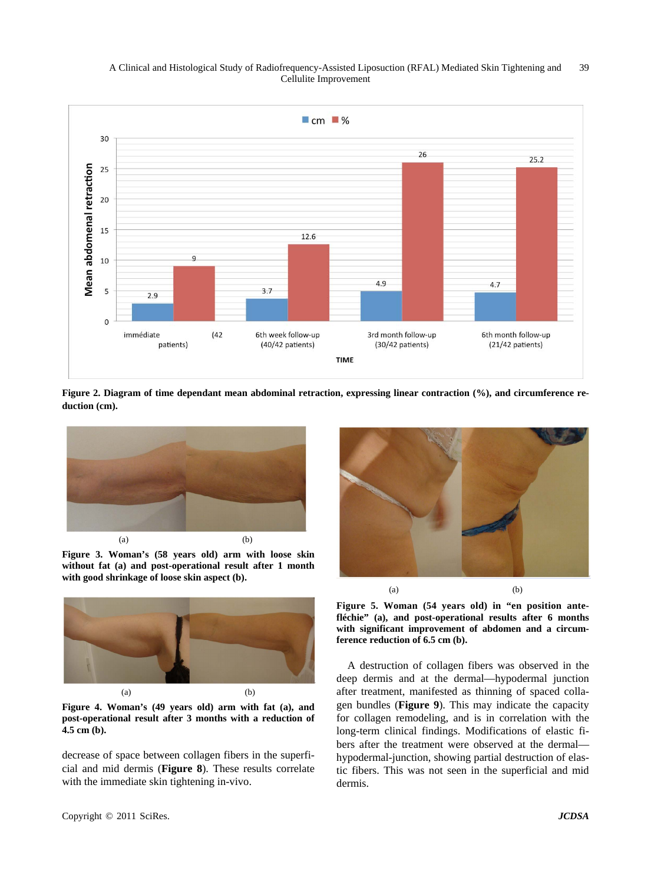**Figure 2. Diagram of time dependant mean abdominal retraction, expressing linear contraction (%), and circumference reduction (cm).**

**Figure 3. Woman's (58 years old) arm with loose skin without fat (a) and post-operational result after 1 month with good shrinkage of loose skin aspect (b).**

**Figure 4. Woman's (49 years old) arm with fat (a), and post-operational result after 3 months with a reduction of 4.5 cm (b).**

decrease of space between collagen fibers in the superficial and mid dermis (**Figure 8**). These results correlate with the immediate skin tightening in-vivo.

**Figure 5. Woman (54 years old) in "en position antefléchie" (a), and post-operational results after 6 months with significant improvement of abdomen and a circumference reduction of 6.5 cm (b).**

A destruction of collagen fibers was observed in the deep dermis and at the dermal—hypodermal junction after treatment, manifested as thinning of spaced collagen bundles (**Figure 9**). This may indicate the capacity for collagen remodeling, and is in correlation with the long-term clinical findings. Modifications of elastic fibers after the treatment were observed at the dermal—hypodermal-junction, showing partial destruction of elastic fibers. This was not seen in the superficial and mid dermis.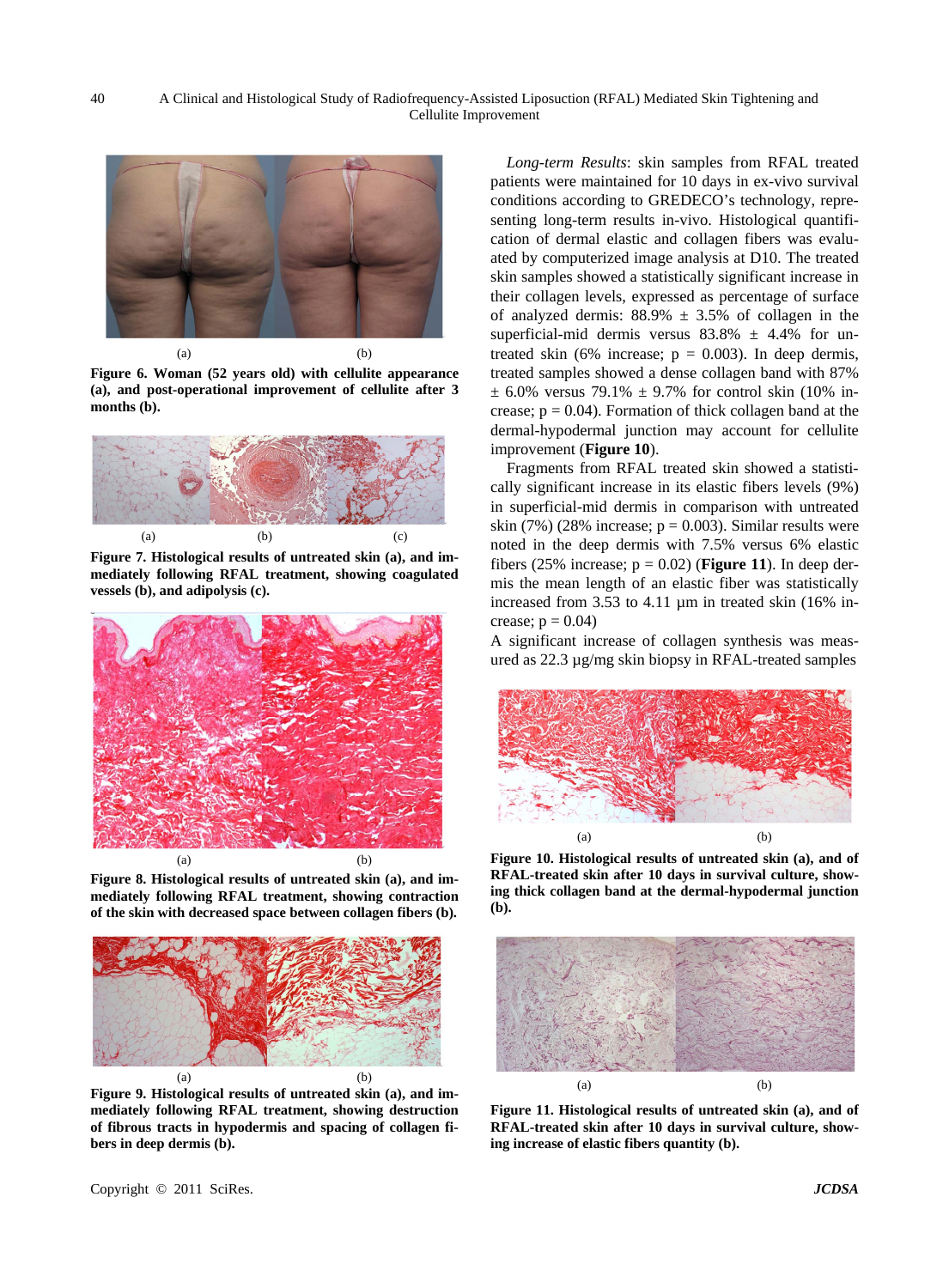(a) (b)

**Figure 6. Woman (52 years old) with cellulite appearance (a), and post-operational improvement of cellulite after 3 months (b).**

(a) (b) (c)

**Figure 7. Histological results of untreated skin (a), and immediately following RFAL treatment, showing coagulated vessels (b), and adipolysis (c).**

(a) (b)

**Figure 8. Histological results of untreated skin (a), and immediately following RFAL treatment, showing contraction of the skin with decreased space between collagen fibers (b).**

(a) (b)

**Figure 9. Histological results of untreated skin (a), and immediately following RFAL treatment, showing destruction of fibrous tracts in hypodermis and spacing of collagen fibers in deep dermis (b).**

*Long-term Results*: skin samples from RFAL treated patients were maintained for 10 days in ex-vivo survival conditions according to GREDECO's technology, representing long-term results in-vivo. Histological quantification of dermal elastic and collagen fibers was evaluated by computerized image analysis at D10. The treated skin samples showed a statistically significant increase in their collagen levels, expressed as percentage of surface of analyzed dermis: 88.9% ± 3.5% of collagen in the superficial-mid dermis versus 83.8% ± 4.4% for untreated skin (6% increase; $p = 0.003$). In deep dermis, treated samples showed a dense collagen band with 87% ± 6.0% versus 79.1% ± 9.7% for control skin (10% increase; $p = 0.04$). Formation of thick collagen band at the dermal-hypodermal junction may account for cellulite improvement (**Figure 10**).

Fragments from RFAL treated skin showed a statistically significant increase in its elastic fibers levels (9%) in superficial-mid dermis in comparison with untreated skin (7%) (28% increase; $p = 0.003$). Similar results were noted in the deep dermis with 7.5% versus 6% elastic fibers (25% increase; $p = 0.02$) (**Figure 11**). In deep dermis the mean length of an elastic fiber was statistically increased from 3.53 to 4.11 µm in treated skin (16% increase; $p = 0.04$)

A significant increase of collagen synthesis was measured as 22.3 µg/mg skin biopsy in RFAL-treated samples

(a) (b)

**Figure 10. Histological results of untreated skin (a), and of RFAL-treated skin after 10 days in survival culture, showing thick collagen band at the dermal-hypodermal junction (b).**

(a) (b)

**Figure 11. Histological results of untreated skin (a), and of RFAL-treated skin after 10 days in survival culture, showing increase of elastic fibers quantity (b).**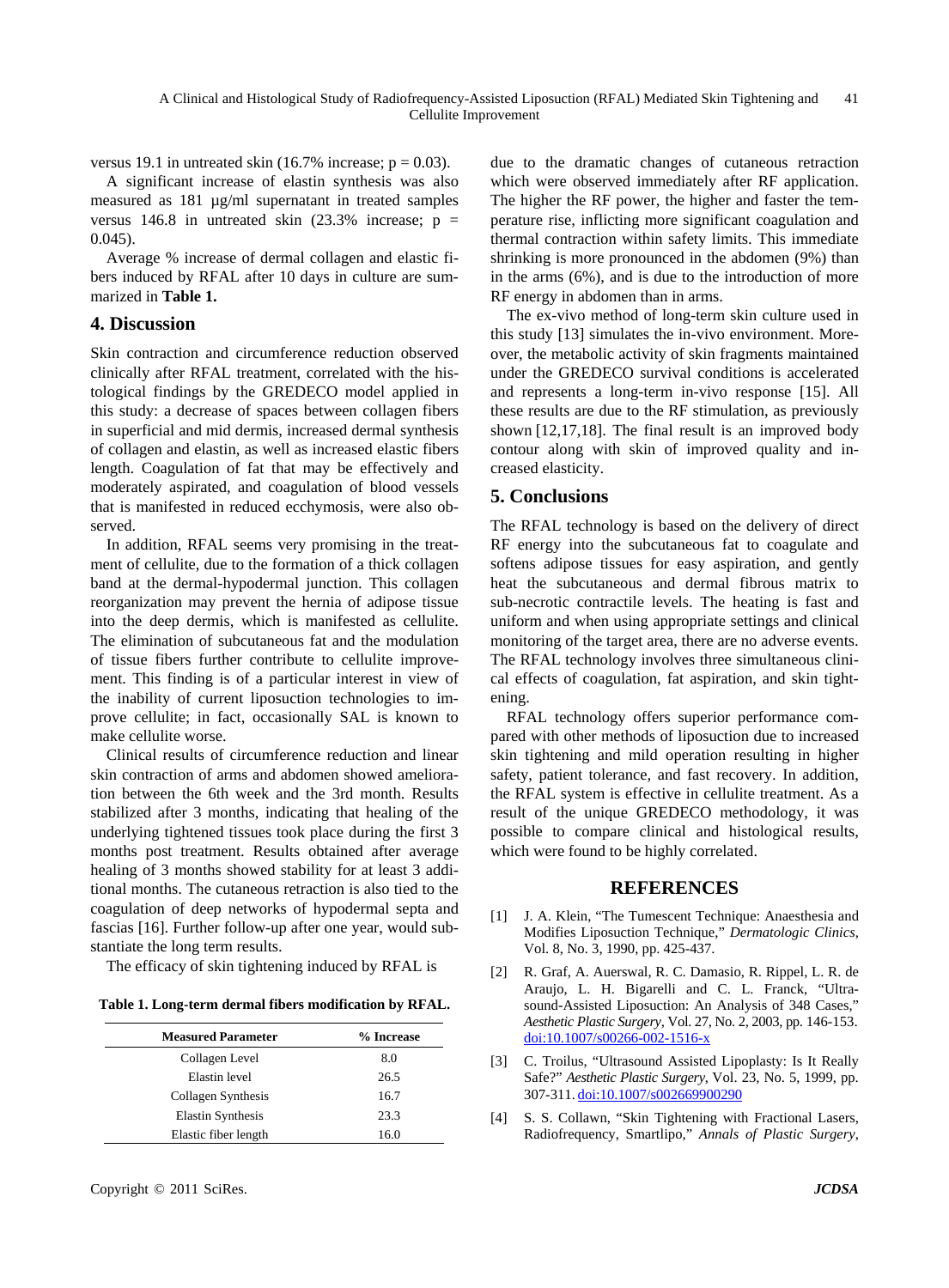versus 19.1 in untreated skin (16.7% increase; $p = 0.03$).

A significant increase of elastin synthesis was also measured as 181 µg/ml supernatant in treated samples versus 146.8 in untreated skin (23.3% increase; $p = 0.045$).

Average % increase of dermal collagen and elastic fibers induced by RFAL after 10 days in culture are summarized in **Table 1.**

## 4. Discussion

Skin contraction and circumference reduction observed clinically after RFAL treatment, correlated with the histological findings by the GREDECO model applied in this study: a decrease of spaces between collagen fibers in superficial and mid dermis, increased dermal synthesis of collagen and elastin, as well as increased elastic fibers length. Coagulation of fat that may be effectively and moderately aspirated, and coagulation of blood vessels that is manifested in reduced ecchymosis, were also observed.

In addition, RFAL seems very promising in the treatment of cellulite, due to the formation of a thick collagen band at the dermal-hypodermal junction. This collagen reorganization may prevent the hernia of adipose tissue into the deep dermis, which is manifested as cellulite. The elimination of subcutaneous fat and the modulation of tissue fibers further contribute to cellulite improvement. This finding is of a particular interest in view of the inability of current liposuction technologies to improve cellulite; in fact, occasionally SAL is known to make cellulite worse.

Clinical results of circumference reduction and linear skin contraction of arms and abdomen showed amelioration between the 6th week and the 3rd month. Results stabilized after 3 months, indicating that healing of the underlying tightened tissues took place during the first 3 months post treatment. Results obtained after average healing of 3 months showed stability for at least 3 additional months. The cutaneous retraction is also tied to the coagulation of deep networks of hypodermal septa and fascias [16]. Further follow-up after one year, would substantiate the long term results.

The efficacy of skin tightening induced by RFAL is due to the dramatic changes of cutaneous retraction which were observed immediately after RF application. The higher the RF power, the higher and faster the temperature rise, inflicting more significant coagulation and thermal contraction within safety limits. This immediate shrinking is more pronounced in the abdomen (9%) than in the arms (6%), and is due to the introduction of more RF energy in abdomen than in arms.

The ex-vivo method of long-term skin culture used in this study [13] simulates the in-vivo environment. Moreover, the metabolic activity of skin fragments maintained under the GREDECO survival conditions is accelerated and represents a long-term in-vivo response [15]. All these results are due to the RF stimulation, as previously shown [12,17,18]. The final result is an improved body contour along with skin of improved quality and increased elasticity.

**Table 1. Long-term dermal fibers modification by RFAL.**

| Measured Parameter | % Increase |
|---|---|
| Collagen Level | 8.0 |
| Elastin level | 26.5 |
| Collagen Synthesis | 16.7 |
| Elastin Synthesis | 23.3 |
| Elastic fiber length | 16.0 |

## 5. Conclusions

The RFAL technology is based on the delivery of direct RF energy into the subcutaneous fat to coagulate and softens adipose tissues for easy aspiration, and gently heat the subcutaneous and dermal fibrous matrix to sub-necrotic contractile levels. The heating is fast and uniform and when using appropriate settings and clinical monitoring of the target area, there are no adverse events. The RFAL technology involves three simultaneous clinical effects of coagulation, fat aspiration, and skin tightening.

RFAL technology offers superior performance compared with other methods of liposuction due to increased skin tightening and mild operation resulting in higher safety, patient tolerance, and fast recovery. In addition, the RFAL system is effective in cellulite treatment. As a result of the unique GREDECO methodology, it was possible to compare clinical and histological results, which were found to be highly correlated.

## REFERENCES

[1] J. A. Klein, "The Tumescent Technique: Anaesthesia and Modifies Liposuction Technique," *Dermatologic Clinics*, Vol. 8, No. 3, 1990, pp. 425-437.

[2] R. Graf, A. Auerswal, R. C. Damasio, R. Rippel, L. R. de Araujo, L. H. Bigarelli and C. L. Franck, "Ultrasound-Assisted Liposuction: An Analysis of 348 Cases," *Aesthetic Plastic Surgery*, Vol. 27, No. 2, 2003, pp. 146-153. doi:10.1007/s00266-002-1516-x

[3] C. Troilus, "Ultrasound Assisted Lipoplasty: Is It Really Safe?" *Aesthetic Plastic Surgery*, Vol. 23, No. 5, 1999, pp. 307-311. doi:10.1007/s002669900290

[4] S. S. Collawn, "Skin Tightening with Fractional Lasers, Radiofrequency, Smartlipo," *Annals of Plastic Surgery*,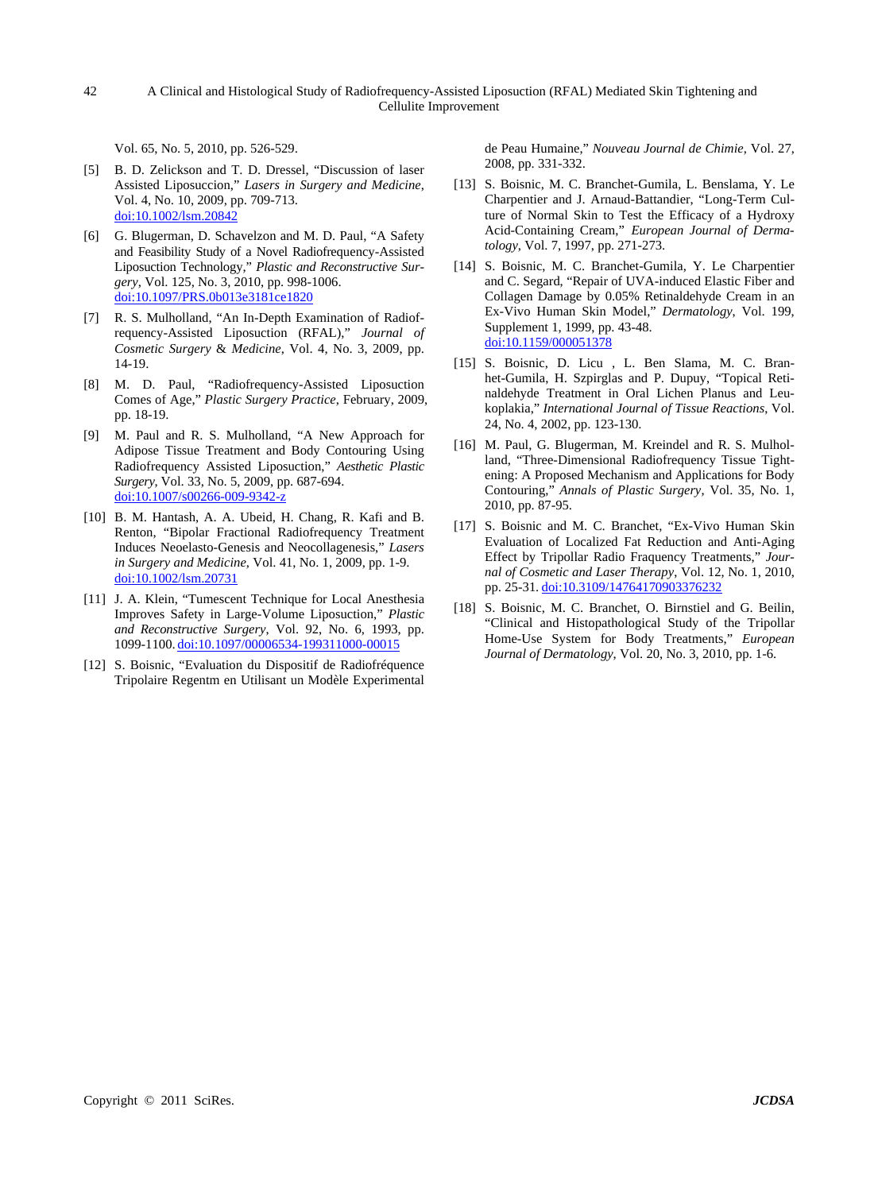Vol. 65, No. 5, 2010, pp. 526-529.

[5] B. D. Zelickson and T. D. Dressel, "Discussion of laser Assisted Liposuccion," *Lasers in Surgery and Medicine*, Vol. 4, No. 10, 2009, pp. 709-713. doi:10.1002/lsm.20842

[6] G. Blugerman, D. Schavelzon and M. D. Paul, "A Safety and Feasibility Study of a Novel Radiofrequency-Assisted Liposuction Technology," *Plastic and Reconstructive Surgery*, Vol. 125, No. 3, 2010, pp. 998-1006. doi:10.1097/PRS.0b013e3181ce1820

[7] R. S. Mulholland, "An In-Depth Examination of Radiofrequency-Assisted Liposuction (RFAL)," *Journal of Cosmetic Surgery & Medicine*, Vol. 4, No. 3, 2009, pp. 14-19.

[8] M. D. Paul, "Radiofrequency-Assisted Liposuction Comes of Age," *Plastic Surgery Practice*, February, 2009, pp. 18-19.

[9] M. Paul and R. S. Mulholland, "A New Approach for Adipose Tissue Treatment and Body Contouring Using Radiofrequency Assisted Liposuction," *Aesthetic Plastic Surgery*, Vol. 33, No. 5, 2009, pp. 687-694. doi:10.1007/s00266-009-9342-z

[10] B. M. Hantash, A. A. Ubeid, H. Chang, R. Kafi and B. Renton, "Bipolar Fractional Radiofrequency Treatment Induces Neoelasto-Genesis and Neocollagenesis," *Lasers in Surgery and Medicine*, Vol. 41, No. 1, 2009, pp. 1-9. doi:10.1002/lsm.20731

[11] J. A. Klein, "Tumescent Technique for Local Anesthesia Improves Safety in Large-Volume Liposuction," *Plastic and Reconstructive Surgery*, Vol. 92, No. 6, 1993, pp. 1099-1100. doi:10.1097/00006534-199311000-00015

[12] S. Boisnic, "Evaluation du Dispositif de Radiofréquence Tripolaire Regentm en Utilisant un Modèle Experimental de Peau Humaine," *Nouveau Journal de Chimie*, Vol. 27, 2008, pp. 331-332.

[13] S. Boisnic, M. C. Branchet-Gumila, L. Benslama, Y. Le Charpentier and J. Arnaud-Battandier, "Long-Term Culture of Normal Skin to Test the Efficacy of a Hydroxy Acid-Containing Cream," *European Journal of Dermatology*, Vol. 7, 1997, pp. 271-273.

[14] S. Boisnic, M. C. Branchet-Gumila, Y. Le Charpentier and C. Segard, "Repair of UVA-induced Elastic Fiber and Collagen Damage by 0.05% Retinaldehyde Cream in an Ex-Vivo Human Skin Model," *Dermatology*, Vol. 199, Supplement 1, 1999, pp. 43-48. doi:10.1159/000051378

[15] S. Boisnic, D. Licu , L. Ben Slama, M. C. Branchet-Gumila, H. Szpirglas and P. Dupuy, "Topical Retinaldehyde Treatment in Oral Lichen Planus and Leukoplakia," *International Journal of Tissue Reactions*, Vol. 24, No. 4, 2002, pp. 123-130.

[16] M. Paul, G. Blugerman, M. Kreindel and R. S. Mulholland, "Three-Dimensional Radiofrequency Tissue Tightening: A Proposed Mechanism and Applications for Body Contouring," *Annals of Plastic Surgery*, Vol. 35, No. 1, 2010, pp. 87-95.

[17] S. Boisnic and M. C. Branchet, "Ex-Vivo Human Skin Evaluation of Localized Fat Reduction and Anti-Aging Effect by Tripollar Radio Fraquency Treatments," *Journal of Cosmetic and Laser Therapy*, Vol. 12, No. 1, 2010, pp. 25-31. doi:10.3109/14764170903376232

[18] S. Boisnic, M. C. Branchet, O. Birnstiel and G. Beilin, "Clinical and Histopathological Study of the Tripollar Home-Use System for Body Treatments," *European Journal of Dermatology*, Vol. 20, No. 3, 2010, pp. 1-6.